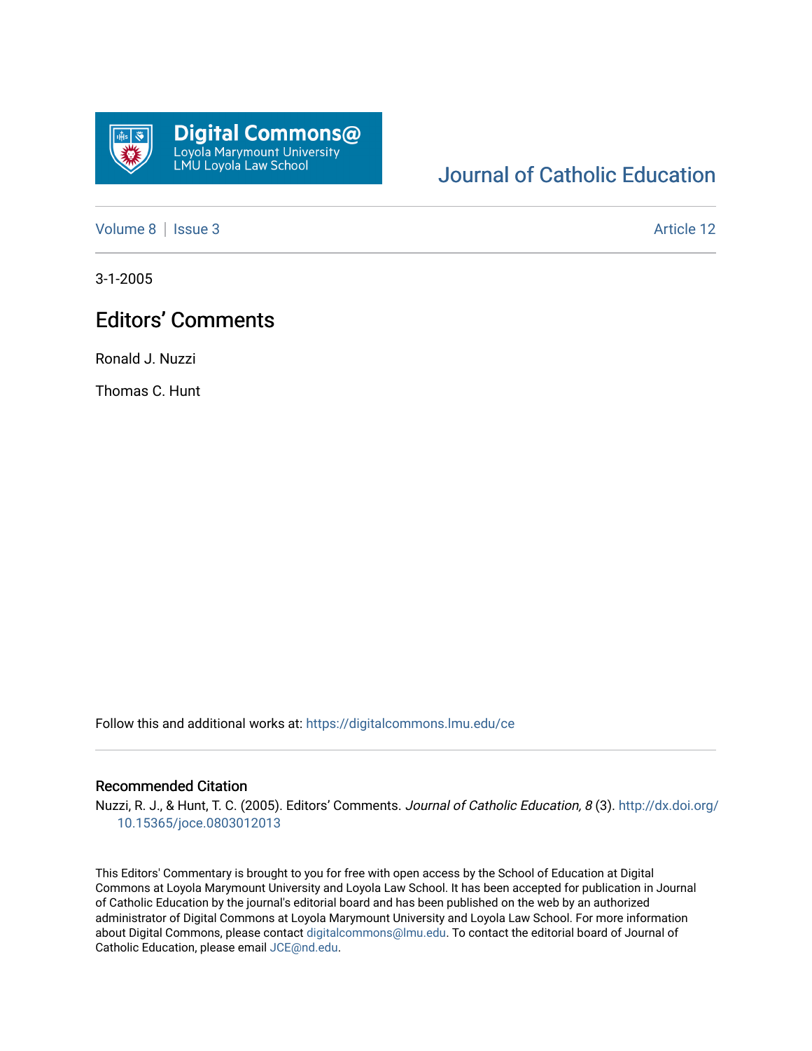Digital Commons@
Loyola Marymount University
LMU Loyola Law School

Journal of Catholic Education

Volume 8 | Issue 3 Article 12

3-1-2005

# Editors' Comments

Ronald J. Nuzzi

Thomas C. Hunt

Follow this and additional works at: https://digitalcommons.lmu.edu/ce

## Recommended Citation

Nuzzi, R. J., & Hunt, T. C. (2005). Editors' Comments. *Journal of Catholic Education, 8* (3). http://dx.doi.org/10.15365/joce.0803012013

This Editors' Commentary is brought to you for free with open access by the School of Education at Digital Commons at Loyola Marymount University and Loyola Law School. It has been accepted for publication in Journal of Catholic Education by the journal's editorial board and has been published on the web by an authorized administrator of Digital Commons at Loyola Marymount University and Loyola Law School. For more information about Digital Commons, please contact digitalcommons@lmu.edu. To contact the editorial board of Journal of Catholic Education, please email JCE@nd.edu.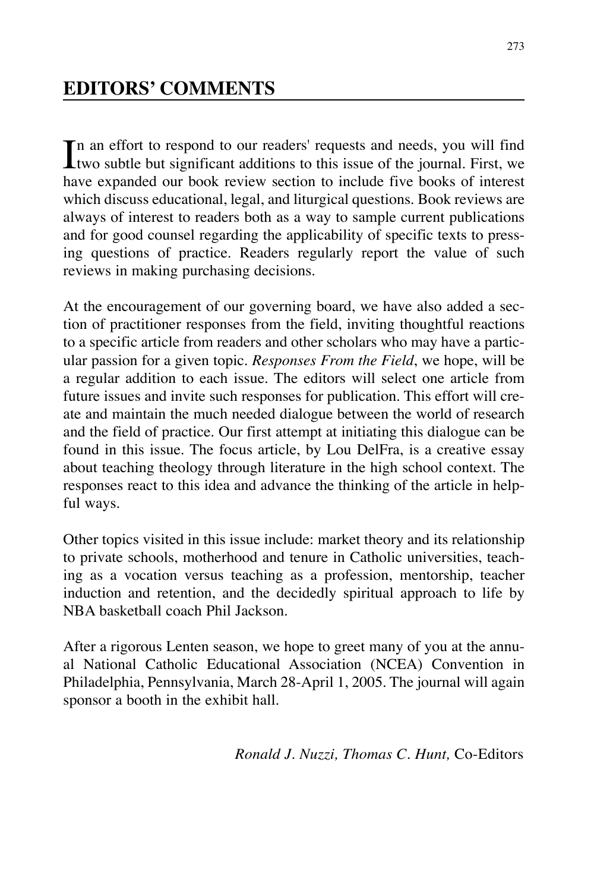## EDITORS' COMMENTS

In an effort to respond to our readers' requests and needs, you will find two subtle but significant additions to this issue of the journal. First, we have expanded our book review section to include five books of interest which discuss educational, legal, and liturgical questions. Book reviews are always of interest to readers both as a way to sample current publications and for good counsel regarding the applicability of specific texts to pressing questions of practice. Readers regularly report the value of such reviews in making purchasing decisions.

At the encouragement of our governing board, we have also added a section of practitioner responses from the field, inviting thoughtful reactions to a specific article from readers and other scholars who may have a particular passion for a given topic. *Responses From the Field*, we hope, will be a regular addition to each issue. The editors will select one article from future issues and invite such responses for publication. This effort will create and maintain the much needed dialogue between the world of research and the field of practice. Our first attempt at initiating this dialogue can be found in this issue. The focus article, by Lou DelFra, is a creative essay about teaching theology through literature in the high school context. The responses react to this idea and advance the thinking of the article in helpful ways.

Other topics visited in this issue include: market theory and its relationship to private schools, motherhood and tenure in Catholic universities, teaching as a vocation versus teaching as a profession, mentorship, teacher induction and retention, and the decidedly spiritual approach to life by NBA basketball coach Phil Jackson.

After a rigorous Lenten season, we hope to greet many of you at the annual National Catholic Educational Association (NCEA) Convention in Philadelphia, Pennsylvania, March 28-April 1, 2005. The journal will again sponsor a booth in the exhibit hall.

*Ronald J. Nuzzi, Thomas C. Hunt,* Co-Editors